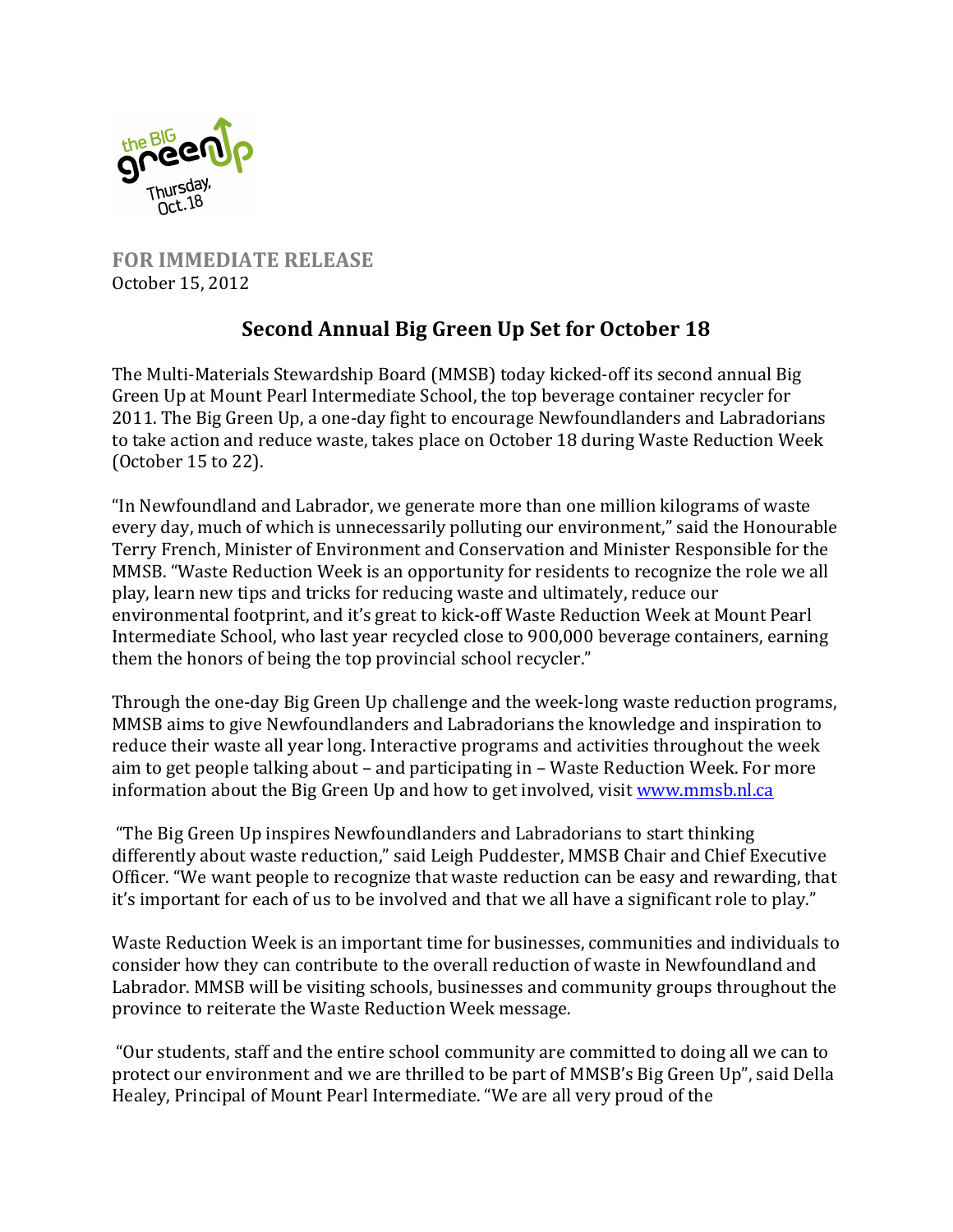the BIG green up Thursday, Oct. 18

**FOR IMMEDIATE RELEASE**
October 15, 2012

# Second Annual Big Green Up Set for October 18

The Multi-Materials Stewardship Board (MMSB) today kicked-off its second annual Big Green Up at Mount Pearl Intermediate School, the top beverage container recycler for 2011. The Big Green Up, a one-day fight to encourage Newfoundlanders and Labradorians to take action and reduce waste, takes place on October 18 during Waste Reduction Week (October 15 to 22).

"In Newfoundland and Labrador, we generate more than one million kilograms of waste every day, much of which is unnecessarily polluting our environment," said the Honourable Terry French, Minister of Environment and Conservation and Minister Responsible for the MMSB. "Waste Reduction Week is an opportunity for residents to recognize the role we all play, learn new tips and tricks for reducing waste and ultimately, reduce our environmental footprint, and it's great to kick-off Waste Reduction Week at Mount Pearl Intermediate School, who last year recycled close to 900,000 beverage containers, earning them the honors of being the top provincial school recycler."

Through the one-day Big Green Up challenge and the week-long waste reduction programs, MMSB aims to give Newfoundlanders and Labradorians the knowledge and inspiration to reduce their waste all year long. Interactive programs and activities throughout the week aim to get people talking about – and participating in – Waste Reduction Week. For more information about the Big Green Up and how to get involved, visit [www.mmsb.nl.ca](http://www.mmsb.nl.ca)

"The Big Green Up inspires Newfoundlanders and Labradorians to start thinking differently about waste reduction," said Leigh Puddester, MMSB Chair and Chief Executive Officer. "We want people to recognize that waste reduction can be easy and rewarding, that it's important for each of us to be involved and that we all have a significant role to play."

Waste Reduction Week is an important time for businesses, communities and individuals to consider how they can contribute to the overall reduction of waste in Newfoundland and Labrador. MMSB will be visiting schools, businesses and community groups throughout the province to reiterate the Waste Reduction Week message.

"Our students, staff and the entire school community are committed to doing all we can to protect our environment and we are thrilled to be part of MMSB's Big Green Up", said Della Healey, Principal of Mount Pearl Intermediate. "We are all very proud of the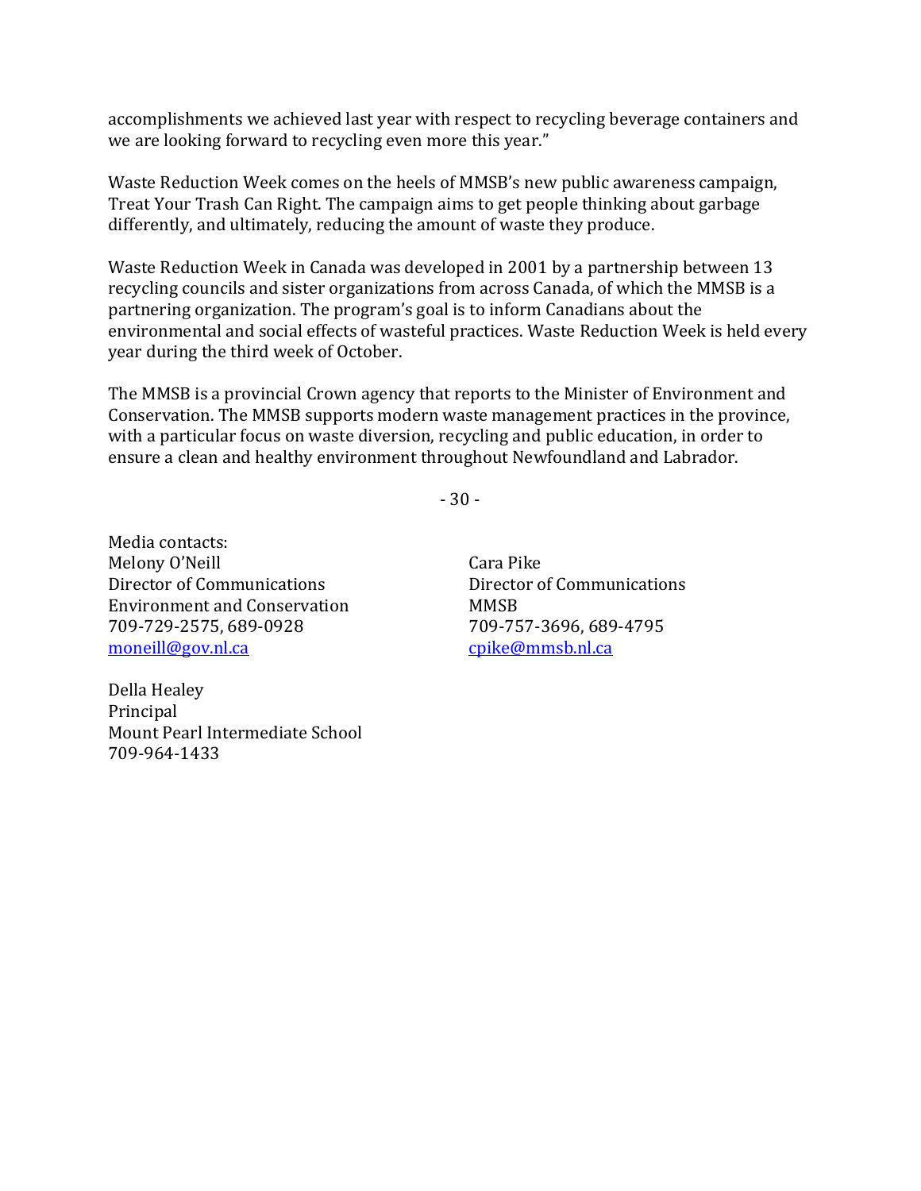accomplishments we achieved last year with respect to recycling beverage containers and we are looking forward to recycling even more this year."

Waste Reduction Week comes on the heels of MMSB's new public awareness campaign, Treat Your Trash Can Right. The campaign aims to get people thinking about garbage differently, and ultimately, reducing the amount of waste they produce.

Waste Reduction Week in Canada was developed in 2001 by a partnership between 13 recycling councils and sister organizations from across Canada, of which the MMSB is a partnering organization. The program's goal is to inform Canadians about the environmental and social effects of wasteful practices. Waste Reduction Week is held every year during the third week of October.

The MMSB is a provincial Crown agency that reports to the Minister of Environment and Conservation. The MMSB supports modern waste management practices in the province, with a particular focus on waste diversion, recycling and public education, in order to ensure a clean and healthy environment throughout Newfoundland and Labrador.

- 30 -

Media contacts:

Melony O'Neill
Director of Communications
Environment and Conservation
709-729-2575, 689-0928
moneill@gov.nl.ca

Cara Pike
Director of Communications
MMSB
709-757-3696, 689-4795
cpike@mmsb.nl.ca

Della Healey
Principal
Mount Pearl Intermediate School
709-964-1433